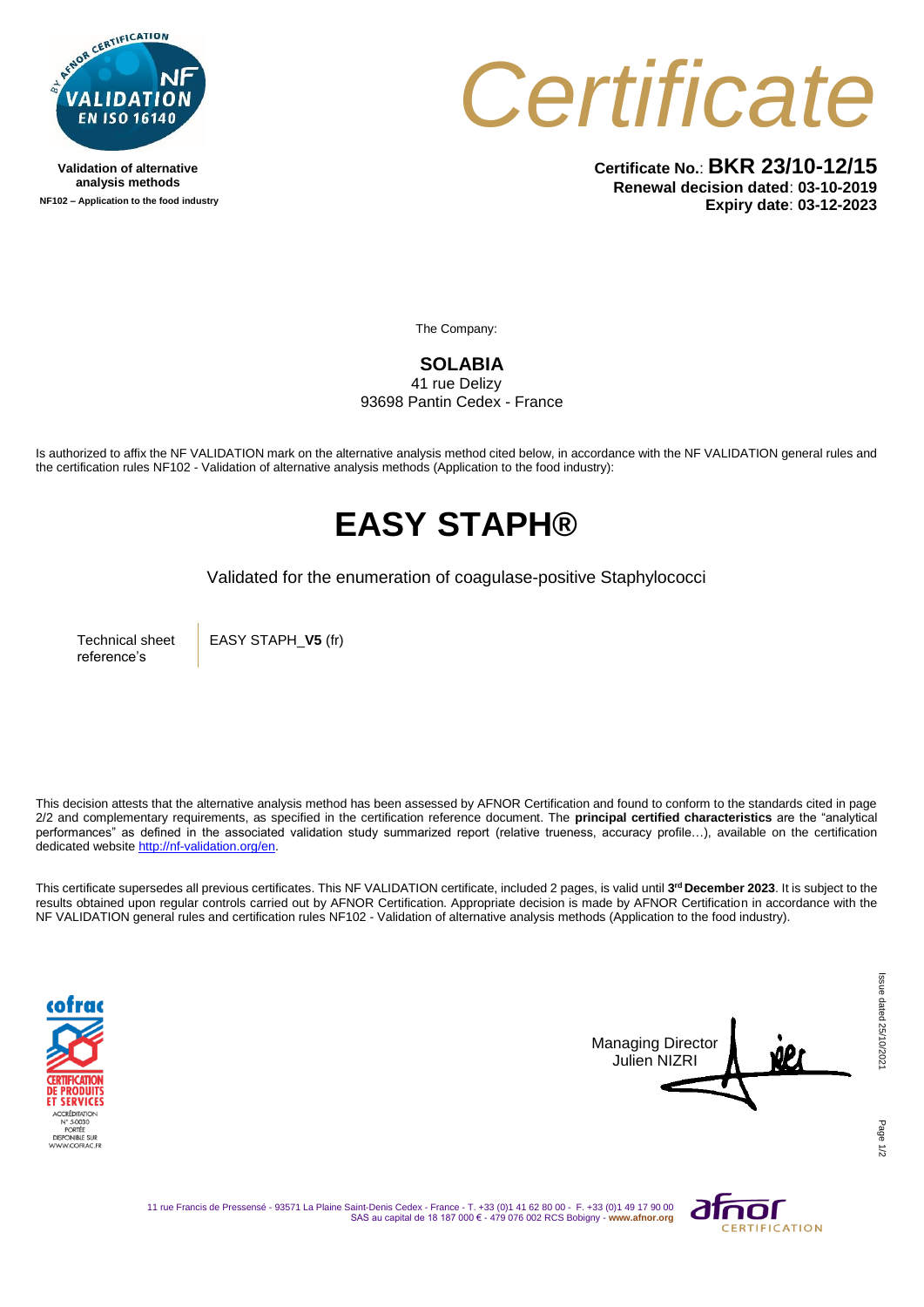Validation of alternative analysis methods

NF102 – Application to the food industry

# Certificate

**Certificate No.**: **BKR 23/10-12/15**
**Renewal decision dated**: **03-10-2019**
**Expiry date**: **03-12-2023**

The Company:

**SOLABIA**
41 rue Delizy
93698 Pantin Cedex - France

Is authorized to affix the NF VALIDATION mark on the alternative analysis method cited below, in accordance with the NF VALIDATION general rules and the certification rules NF102 - Validation of alternative analysis methods (Application to the food industry):

# EASY STAPH®

Validated for the enumeration of coagulase-positive Staphylococci

| Technical sheet reference's | EASY STAPH_**V5** (fr) |
|---|---|

This decision attests that the alternative analysis method has been assessed by AFNOR Certification and found to conform to the standards cited in page 2/2 and complementary requirements, as specified in the certification reference document. The **principal certified characteristics** are the "analytical performances" as defined in the associated validation study summarized report (relative trueness, accuracy profile…), available on the certification dedicated website http://nf-validation.org/en.

This certificate supersedes all previous certificates. This NF VALIDATION certificate, included 2 pages, is valid until **3rd December 2023**. It is subject to the results obtained upon regular controls carried out by AFNOR Certification. Appropriate decision is made by AFNOR Certification in accordance with the NF VALIDATION general rules and certification rules NF102 - Validation of alternative analysis methods (Application to the food industry).

Managing Director
Julien NIZRI

Issue dated 25/10/2021

11 rue Francis de Pressensé - 93571 La Plaine Saint-Denis Cedex - France - T. +33 (0)1 41 62 80 00 - F. +33 (0)1 49 17 90 00
SAS au capital de 18 187 000 € - 479 076 002 RCS Bobigny - **www.afnor.org**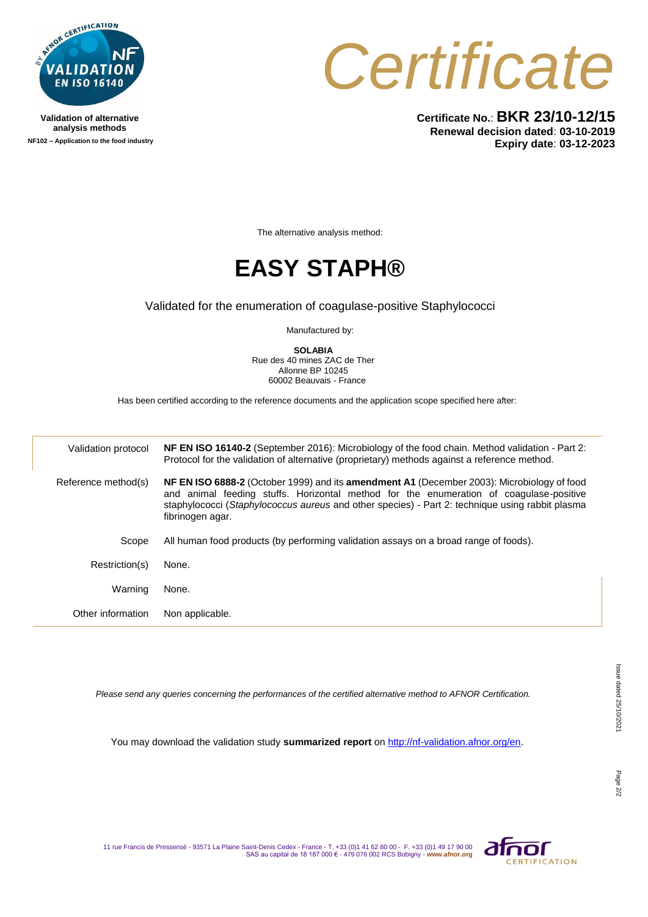Validation of alternative analysis methods
NF102 – Application to the food industry

# Certificate

**Certificate No.**: **BKR 23/10-12/15**
**Renewal decision dated**: **03-10-2019**
**Expiry date**: **03-12-2023**

The alternative analysis method:

# EASY STAPH®

Validated for the enumeration of coagulase-positive Staphylococci

Manufactured by:

**SOLABIA**
Rue des 40 mines ZAC de Ther
Allonne BP 10245
60002 Beauvais - France

Has been certified according to the reference documents and the application scope specified here after:

| | |
|---|---|
| Validation protocol | **NF EN ISO 16140-2** (September 2016): Microbiology of the food chain. Method validation - Part 2: Protocol for the validation of alternative (proprietary) methods against a reference method. |
| Reference method(s) | **NF EN ISO 6888-2** (October 1999) and its **amendment A1** (December 2003): Microbiology of food and animal feeding stuffs. Horizontal method for the enumeration of coagulase-positive staphylococci (*Staphylococcus aureus* and other species) - Part 2: technique using rabbit plasma fibrinogen agar. |
| Scope | All human food products (by performing validation assays on a broad range of foods). |
| Restriction(s) | None. |
| Warning | None. |
| Other information | Non applicable. |

*Please send any queries concerning the performances of the certified alternative method to AFNOR Certification.*

You may download the validation study **summarized report** on http://nf-validation.afnor.org/en.

Issue dated 25/10/2021

11 rue Francis de Pressensé - 93571 La Plaine Saint-Denis Cedex - France - T. +33 (0)1 41 62 80 00 - F. +33 (0)1 49 17 90 00
SAS au capital de 18 187 000 € - 479 076 002 RCS Bobigny - **www.afnor.org**